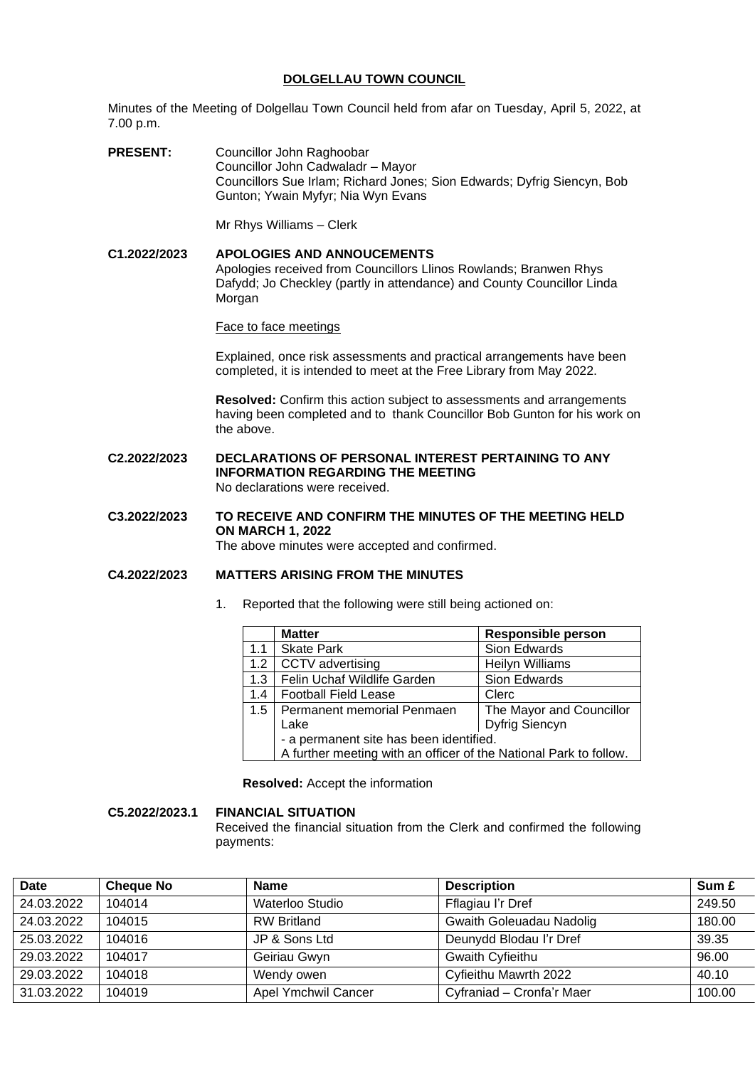# DOLGELLAU TOWN COUNCIL

Minutes of the Meeting of Dolgellau Town Council held from afar on Tuesday, April 5, 2022, at 7.00 p.m.

**PRESENT:** Councillor John Raghoobar
Councillor John Cadwaladr – Mayor
Councillors Sue Irlam; Richard Jones; Sion Edwards; Dyfrig Siencyn, Bob Gunton; Ywain Myfyr; Nia Wyn Evans

Mr Rhys Williams – Clerk

**C1.2022/2023 APOLOGIES AND ANNOUCEMENTS**

Apologies received from Councillors Llinos Rowlands; Branwen Rhys Dafydd; Jo Checkley (partly in attendance) and County Councillor Linda Morgan

Face to face meetings

Explained, once risk assessments and practical arrangements have been completed, it is intended to meet at the Free Library from May 2022.

**Resolved:** Confirm this action subject to assessments and arrangements having been completed and to thank Councillor Bob Gunton for his work on the above.

**C2.2022/2023 DECLARATIONS OF PERSONAL INTEREST PERTAINING TO ANY INFORMATION REGARDING THE MEETING**

No declarations were received.

**C3.2022/2023 TO RECEIVE AND CONFIRM THE MINUTES OF THE MEETING HELD ON MARCH 1, 2022**

The above minutes were accepted and confirmed.

**C4.2022/2023 MATTERS ARISING FROM THE MINUTES**

1. Reported that the following were still being actioned on:

| | Matter | Responsible person |
|---|---|---|
| 1.1 | Skate Park | Sion Edwards |
| 1.2 | CCTV advertising | Heilyn Williams |
| 1.3 | Felin Uchaf Wildlife Garden | Sion Edwards |
| 1.4 | Football Field Lease | Clerc |
| 1.5 | Permanent memorial Penmaen Lake | The Mayor and Councillor Dyfrig Siencyn |
| | - a permanent site has been identified. A further meeting with an officer of the National Park to follow. | |

**Resolved:** Accept the information

**C5.2022/2023.1 FINANCIAL SITUATION**

Received the financial situation from the Clerk and confirmed the following payments:

| Date | Cheque No | Name | Description | Sum £ |
|---|---|---|---|---|
| 24.03.2022 | 104014 | Waterloo Studio | Fflagiau I'r Dref | 249.50 |
| 24.03.2022 | 104015 | RW Britland | Gwaith Goleuadau Nadolig | 180.00 |
| 25.03.2022 | 104016 | JP & Sons Ltd | Deunydd Blodau I'r Dref | 39.35 |
| 29.03.2022 | 104017 | Geiriau Gwyn | Gwaith Cyfieithu | 96.00 |
| 29.03.2022 | 104018 | Wendy owen | Cyfieithu Mawrth 2022 | 40.10 |
| 31.03.2022 | 104019 | Apel Ymchwil Cancer | Cyfraniad – Cronfa'r Maer | 100.00 |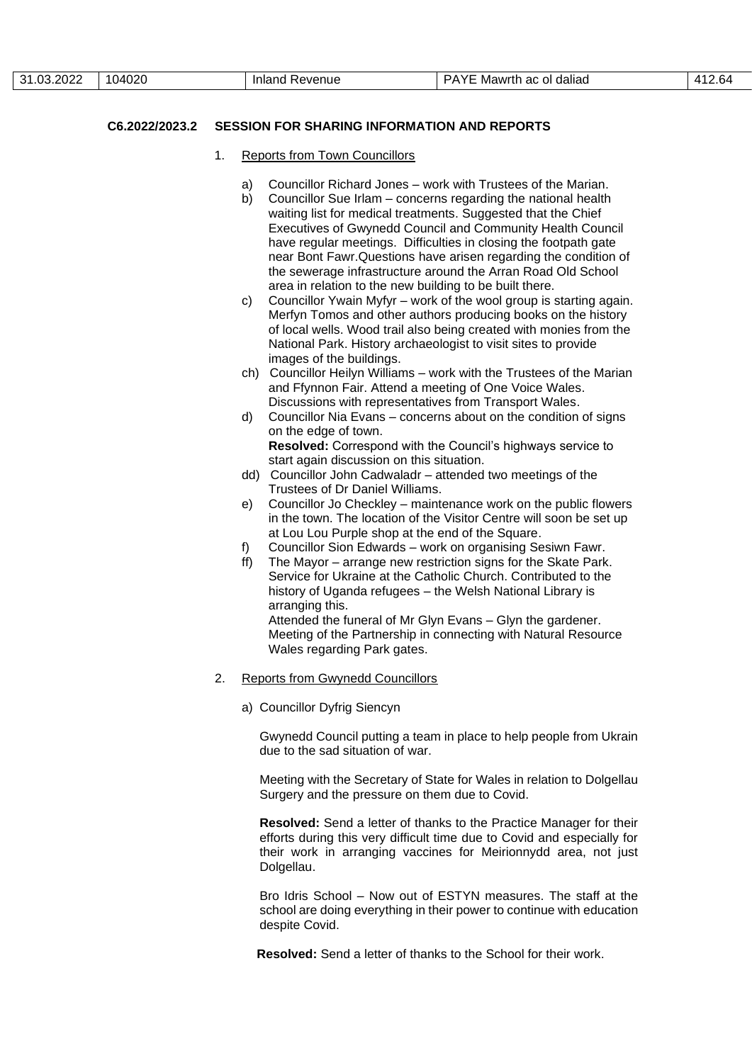| 31.03.2022 | 104020 | Inland Revenue | PAYE Mawrth ac ol daliad | 412.64 |
|---|---|---|---|---|

**C6.2022/2023.2 SESSION FOR SHARING INFORMATION AND REPORTS**

1. Reports from Town Councillors

   a) Councillor Richard Jones – work with Trustees of the Marian.
   b) Councillor Sue Irlam – concerns regarding the national health waiting list for medical treatments. Suggested that the Chief Executives of Gwynedd Council and Community Health Council have regular meetings. Difficulties in closing the footpath gate near Bont Fawr.Questions have arisen regarding the condition of the sewerage infrastructure around the Arran Road Old School area in relation to the new building to be built there.
   c) Councillor Ywain Myfyr – work of the wool group is starting again. Merfyn Tomos and other authors producing books on the history of local wells. Wood trail also being created with monies from the National Park. History archaeologist to visit sites to provide images of the buildings.
   ch) Councillor Heilyn Williams – work with the Trustees of the Marian and Ffynnon Fair. Attend a meeting of One Voice Wales. Discussions with representatives from Transport Wales.
   d) Councillor Nia Evans – concerns about on the condition of signs on the edge of town.
   **Resolved:** Correspond with the Council's highways service to start again discussion on this situation.
   dd) Councillor John Cadwaladr – attended two meetings of the Trustees of Dr Daniel Williams.
   e) Councillor Jo Checkley – maintenance work on the public flowers in the town. The location of the Visitor Centre will soon be set up at Lou Lou Purple shop at the end of the Square.
   f) Councillor Sion Edwards – work on organising Sesiwn Fawr.
   ff) The Mayor – arrange new restriction signs for the Skate Park. Service for Ukraine at the Catholic Church. Contributed to the history of Uganda refugees – the Welsh National Library is arranging this.
   Attended the funeral of Mr Glyn Evans – Glyn the gardener. Meeting of the Partnership in connecting with Natural Resource Wales regarding Park gates.

2. Reports from Gwynedd Councillors

   a) Councillor Dyfrig Siencyn

   Gwynedd Council putting a team in place to help people from Ukrain due to the sad situation of war.

   Meeting with the Secretary of State for Wales in relation to Dolgellau Surgery and the pressure on them due to Covid.

   **Resolved:** Send a letter of thanks to the Practice Manager for their efforts during this very difficult time due to Covid and especially for their work in arranging vaccines for Meirionnydd area, not just Dolgellau.

   Bro Idris School – Now out of ESTYN measures. The staff at the school are doing everything in their power to continue with education despite Covid.

   **Resolved:** Send a letter of thanks to the School for their work.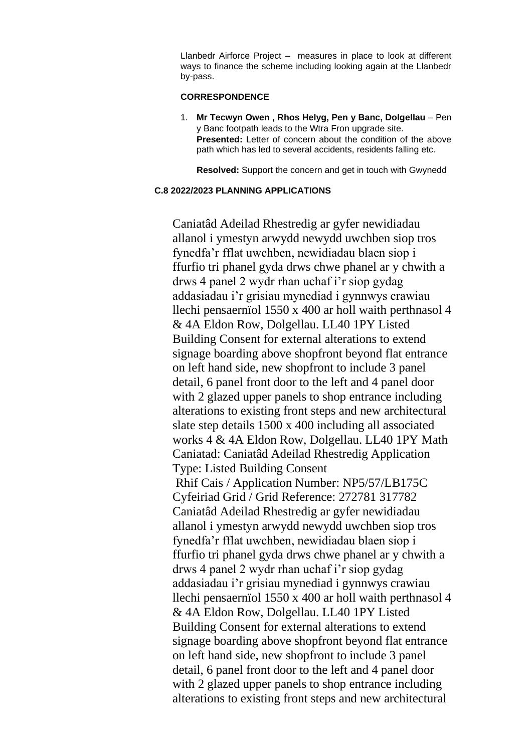Llanbedr Airforce Project – measures in place to look at different ways to finance the scheme including looking again at the Llanbedr by-pass.

**CORRESPONDENCE**

1. **Mr Tecwyn Owen , Rhos Helyg, Pen y Banc, Dolgellau** – Pen y Banc footpath leads to the Wtra Fron upgrade site.
   **Presented:** Letter of concern about the condition of the above path which has led to several accidents, residents falling etc.

   **Resolved:** Support the concern and get in touch with Gwynedd

**C.8 2022/2023 PLANNING APPLICATIONS**

Caniatâd Adeilad Rhestredig ar gyfer newidiadau allanol i ymestyn arwydd newydd uwchben siop tros fynedfa'r fflat uwchben, newidiadau blaen siop i ffurfio tri phanel gyda drws chwe phanel ar y chwith a drws 4 panel 2 wydr rhan uchaf i'r siop gydag addasiadau i'r grisiau mynediad i gynnwys crawiau llechi pensaernïol 1550 x 400 ar holl waith perthnasol 4 & 4A Eldon Row, Dolgellau. LL40 1PY Listed Building Consent for external alterations to extend signage boarding above shopfront beyond flat entrance on left hand side, new shopfront to include 3 panel detail, 6 panel front door to the left and 4 panel door with 2 glazed upper panels to shop entrance including alterations to existing front steps and new architectural slate step details 1500 x 400 including all associated works 4 & 4A Eldon Row, Dolgellau. LL40 1PY Math Caniatad: Caniatâd Adeilad Rhestredig Application Type: Listed Building Consent
Rhif Cais / Application Number: NP5/57/LB175C
Cyfeiriad Grid / Grid Reference: 272781 317782
Caniatâd Adeilad Rhestredig ar gyfer newidiadau allanol i ymestyn arwydd newydd uwchben siop tros fynedfa'r fflat uwchben, newidiadau blaen siop i ffurfio tri phanel gyda drws chwe phanel ar y chwith a drws 4 panel 2 wydr rhan uchaf i'r siop gydag addasiadau i'r grisiau mynediad i gynnwys crawiau llechi pensaernïol 1550 x 400 ar holl waith perthnasol 4 & 4A Eldon Row, Dolgellau. LL40 1PY Listed Building Consent for external alterations to extend signage boarding above shopfront beyond flat entrance on left hand side, new shopfront to include 3 panel detail, 6 panel front door to the left and 4 panel door with 2 glazed upper panels to shop entrance including alterations to existing front steps and new architectural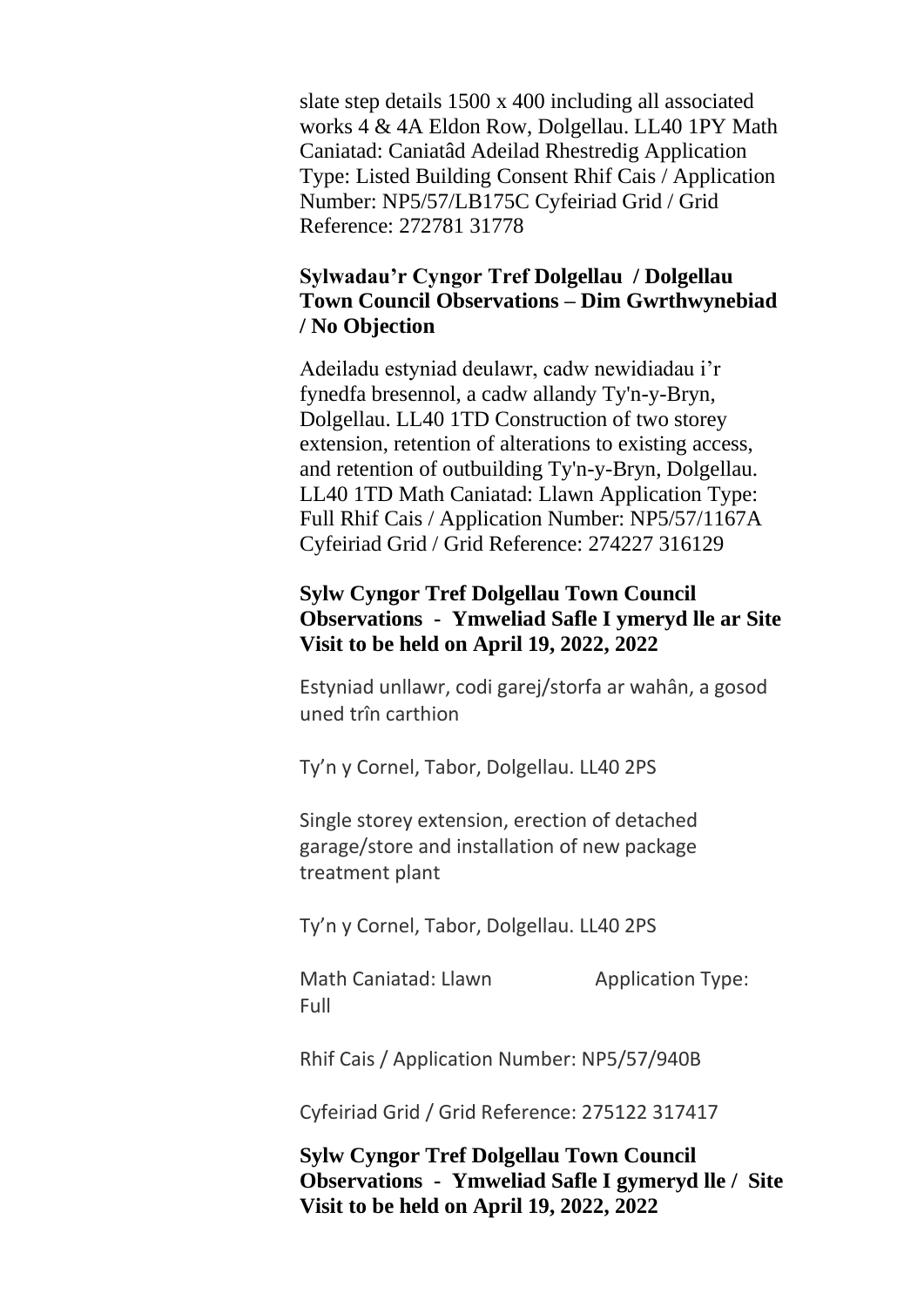slate step details 1500 x 400 including all associated works 4 & 4A Eldon Row, Dolgellau. LL40 1PY Math Caniatad: Caniatâd Adeilad Rhestredig Application Type: Listed Building Consent Rhif Cais / Application Number: NP5/57/LB175C Cyfeiriad Grid / Grid Reference: 272781 31778

**Sylwadau'r Cyngor Tref Dolgellau / Dolgellau Town Council Observations – Dim Gwrthwynebiad / No Objection**

Adeiladu estyniad deulawr, cadw newidiadau i'r fynedfa bresennol, a cadw allandy Ty'n-y-Bryn, Dolgellau. LL40 1TD Construction of two storey extension, retention of alterations to existing access, and retention of outbuilding Ty'n-y-Bryn, Dolgellau. LL40 1TD Math Caniatad: Llawn Application Type: Full Rhif Cais / Application Number: NP5/57/1167A Cyfeiriad Grid / Grid Reference: 274227 316129

**Sylw Cyngor Tref Dolgellau Town Council Observations - Ymweliad Safle I ymeryd lle ar Site Visit to be held on April 19, 2022, 2022**

Estyniad unllawr, codi garej/storfa ar wahân, a gosod uned trîn carthion

Ty'n y Cornel, Tabor, Dolgellau. LL40 2PS

Single storey extension, erection of detached garage/store and installation of new package treatment plant

Ty'n y Cornel, Tabor, Dolgellau. LL40 2PS

Math Caniatad: Llawn Application Type: Full

Rhif Cais / Application Number: NP5/57/940B

Cyfeiriad Grid / Grid Reference: 275122 317417

**Sylw Cyngor Tref Dolgellau Town Council Observations - Ymweliad Safle I gymeryd lle / Site Visit to be held on April 19, 2022, 2022**